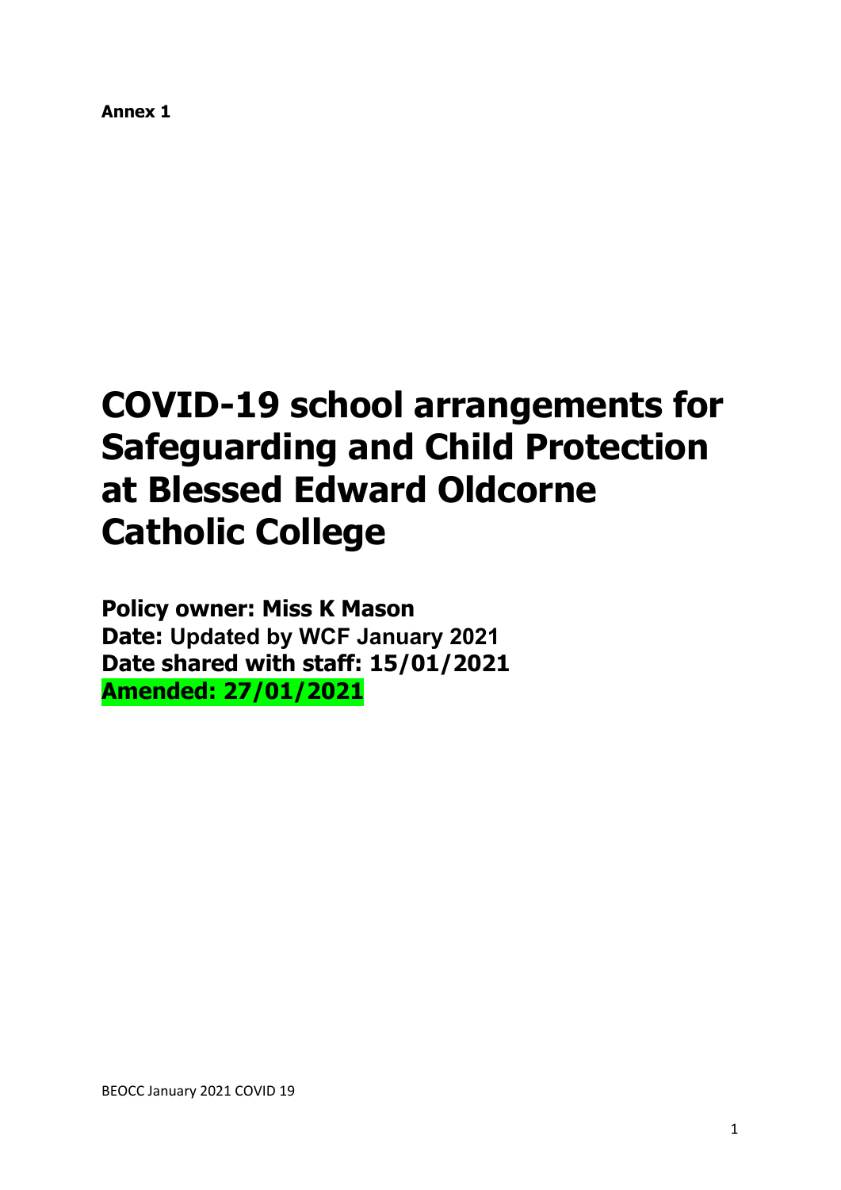**Annex 1**

# COVID-19 school arrangements for Safeguarding and Child Protection at Blessed Edward Oldcorne Catholic College

**Policy owner: Miss K Mason**
**Date: Updated by WCF January 2021**
**Date shared with staff: 15/01/2021**
**Amended: 27/01/2021**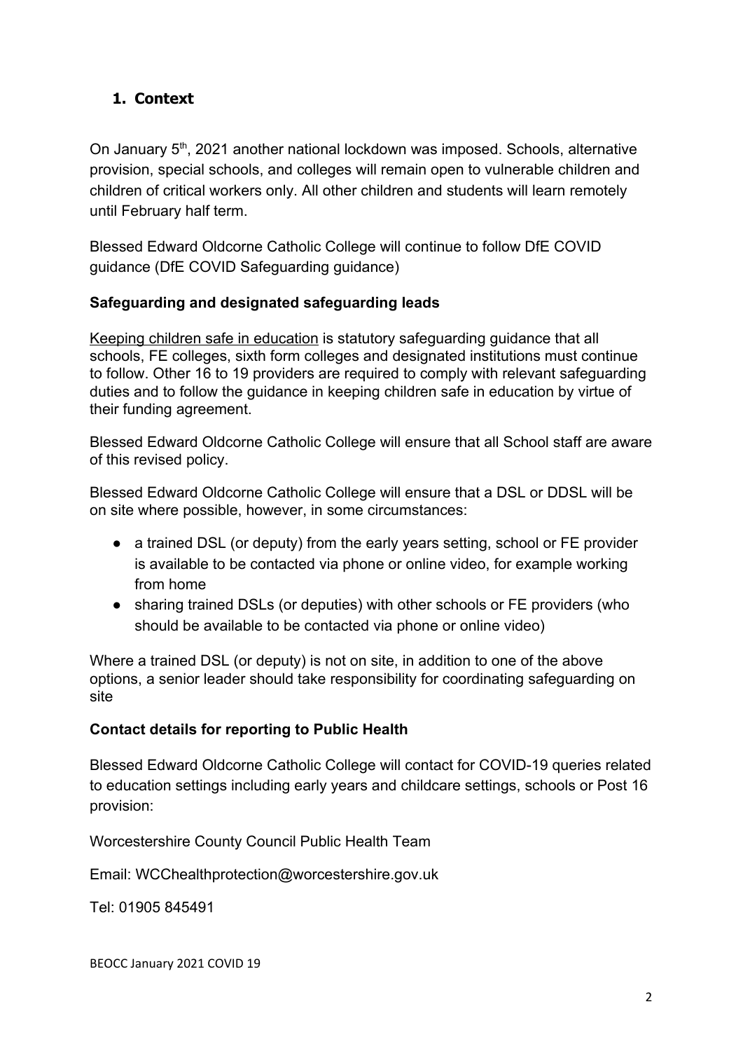## 1. Context

On January 5th, 2021 another national lockdown was imposed. Schools, alternative provision, special schools, and colleges will remain open to vulnerable children and children of critical workers only. All other children and students will learn remotely until February half term.

Blessed Edward Oldcorne Catholic College will continue to follow DfE COVID guidance (DfE COVID Safeguarding guidance)

### Safeguarding and designated safeguarding leads

Keeping children safe in education is statutory safeguarding guidance that all schools, FE colleges, sixth form colleges and designated institutions must continue to follow. Other 16 to 19 providers are required to comply with relevant safeguarding duties and to follow the guidance in keeping children safe in education by virtue of their funding agreement.

Blessed Edward Oldcorne Catholic College will ensure that all School staff are aware of this revised policy.

Blessed Edward Oldcorne Catholic College will ensure that a DSL or DDSL will be on site where possible, however, in some circumstances:

- a trained DSL (or deputy) from the early years setting, school or FE provider is available to be contacted via phone or online video, for example working from home
- sharing trained DSLs (or deputies) with other schools or FE providers (who should be available to be contacted via phone or online video)

Where a trained DSL (or deputy) is not on site, in addition to one of the above options, a senior leader should take responsibility for coordinating safeguarding on site

### Contact details for reporting to Public Health

Blessed Edward Oldcorne Catholic College will contact for COVID-19 queries related to education settings including early years and childcare settings, schools or Post 16 provision:

Worcestershire County Council Public Health Team

Email: WCChealthprotection@worcestershire.gov.uk

Tel: 01905 845491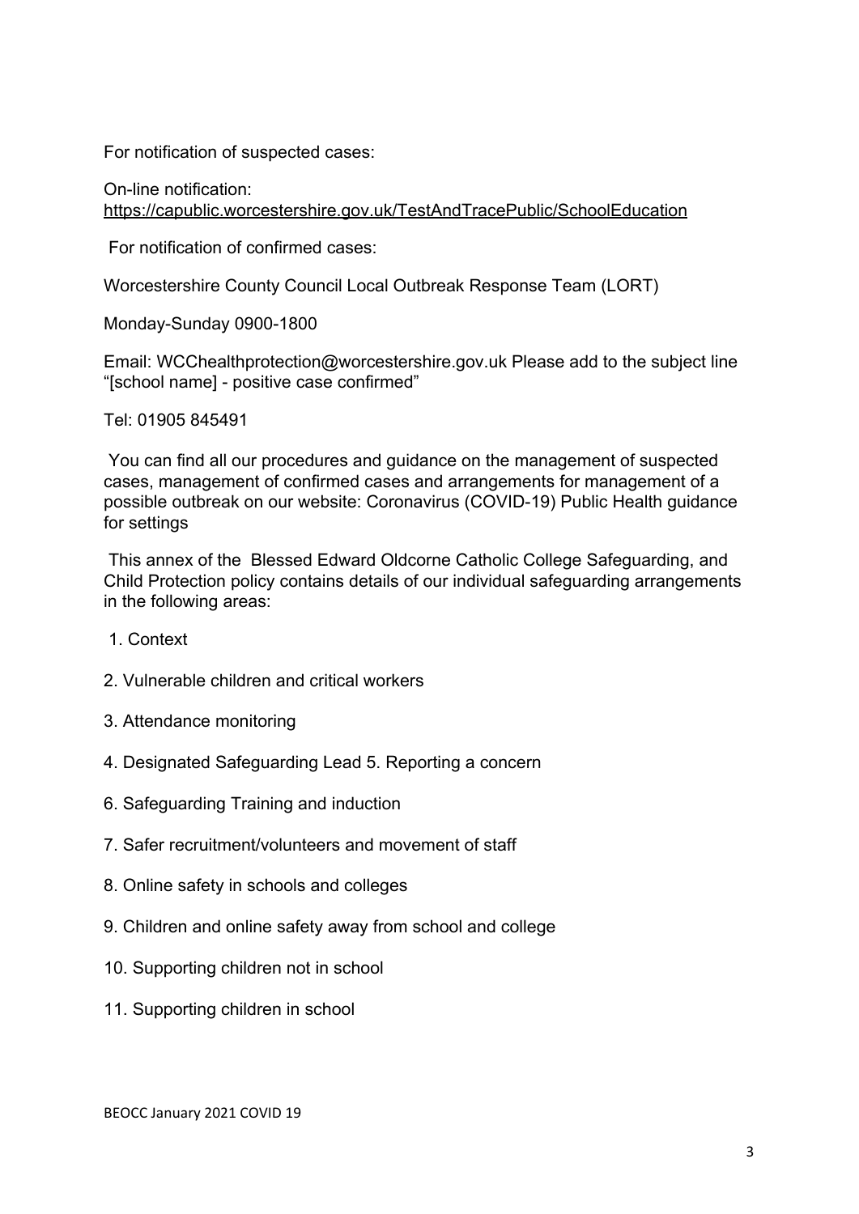For notification of suspected cases:

On-line notification:
https://capublic.worcestershire.gov.uk/TestAndTracePublic/SchoolEducation

For notification of confirmed cases:

Worcestershire County Council Local Outbreak Response Team (LORT)

Monday-Sunday 0900-1800

Email: WCChealthprotection@worcestershire.gov.uk Please add to the subject line "[school name] - positive case confirmed"

Tel: 01905 845491

You can find all our procedures and guidance on the management of suspected cases, management of confirmed cases and arrangements for management of a possible outbreak on our website: Coronavirus (COVID-19) Public Health guidance for settings

This annex of the Blessed Edward Oldcorne Catholic College Safeguarding, and Child Protection policy contains details of our individual safeguarding arrangements in the following areas:

1. Context

2. Vulnerable children and critical workers

3. Attendance monitoring

4. Designated Safeguarding Lead 5. Reporting a concern

6. Safeguarding Training and induction

7. Safer recruitment/volunteers and movement of staff

8. Online safety in schools and colleges

9. Children and online safety away from school and college

10. Supporting children not in school

11. Supporting children in school

BEOCC January 2021 COVID 19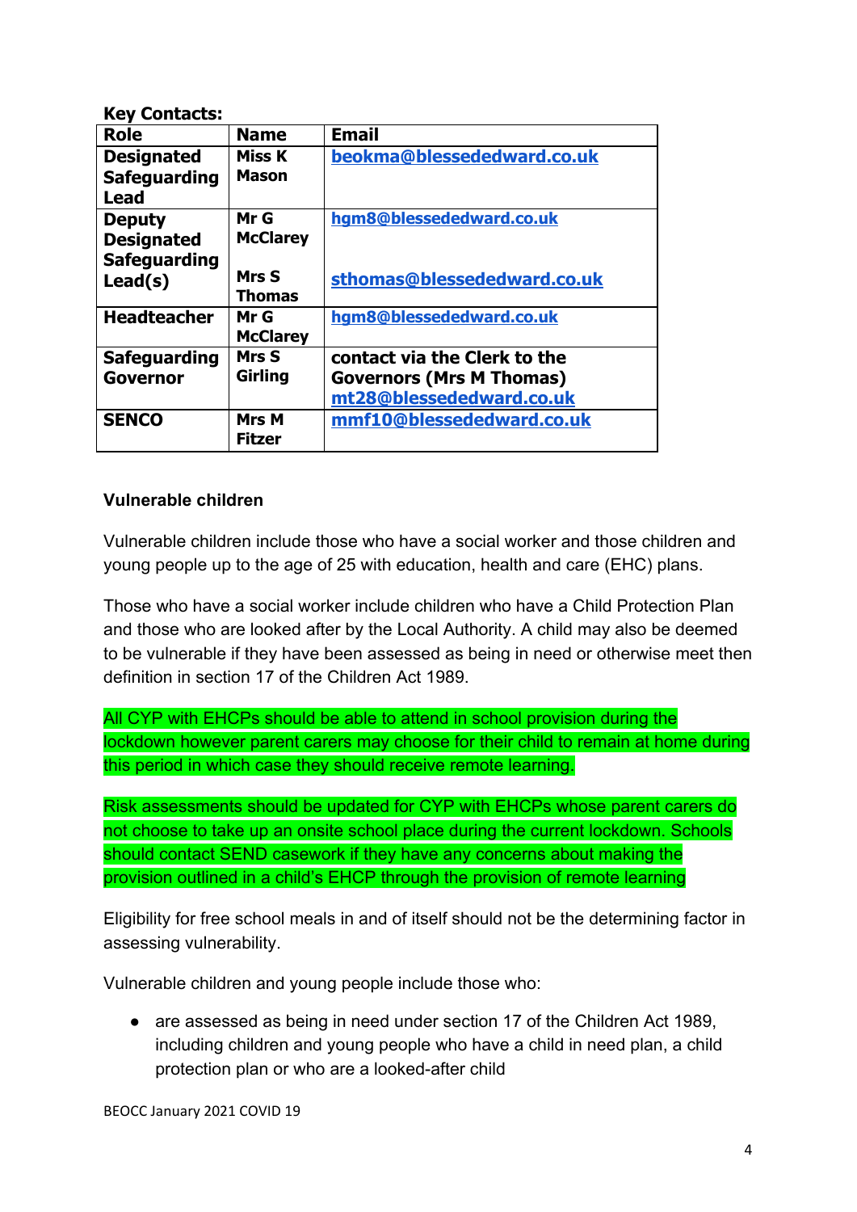**Key Contacts:**

| Role | Name | Email |
|---|---|---|
| Designated Safeguarding Lead | Miss K Mason | beokma@blessededward.co.uk |
| Deputy Designated Safeguarding Lead(s) | Mr G McClarey<br><br>Mrs S Thomas | hgm8@blessededward.co.uk<br><br>sthomas@blessededward.co.uk |
| Headteacher | Mr G McClarey | hgm8@blessededward.co.uk |
| Safeguarding Governor | Mrs S Girling | contact via the Clerk to the Governors (Mrs M Thomas) mt28@blessededward.co.uk |
| SENCO | Mrs M Fitzer | mmf10@blessededward.co.uk |

**Vulnerable children**

Vulnerable children include those who have a social worker and those children and young people up to the age of 25 with education, health and care (EHC) plans.

Those who have a social worker include children who have a Child Protection Plan and those who are looked after by the Local Authority. A child may also be deemed to be vulnerable if they have been assessed as being in need or otherwise meet then definition in section 17 of the Children Act 1989.

All CYP with EHCPs should be able to attend in school provision during the lockdown however parent carers may choose for their child to remain at home during this period in which case they should receive remote learning.

Risk assessments should be updated for CYP with EHCPs whose parent carers do not choose to take up an onsite school place during the current lockdown. Schools should contact SEND casework if they have any concerns about making the provision outlined in a child's EHCP through the provision of remote learning

Eligibility for free school meals in and of itself should not be the determining factor in assessing vulnerability.

Vulnerable children and young people include those who:

- are assessed as being in need under section 17 of the Children Act 1989, including children and young people who have a child in need plan, a child protection plan or who are a looked-after child

BEOCC January 2021 COVID 19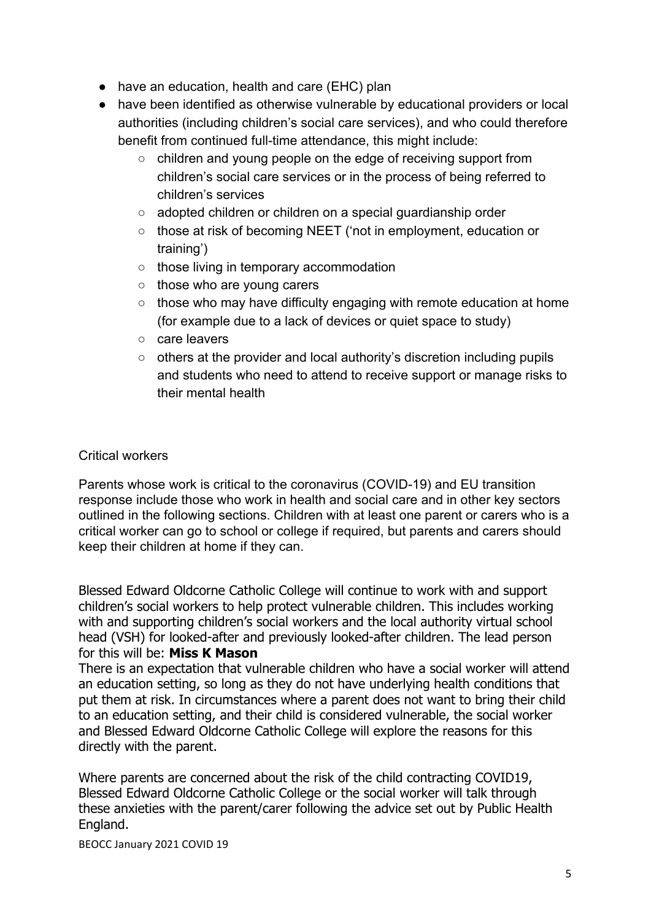- have an education, health and care (EHC) plan
- have been identified as otherwise vulnerable by educational providers or local authorities (including children's social care services), and who could therefore benefit from continued full-time attendance, this might include:
    - children and young people on the edge of receiving support from children's social care services or in the process of being referred to children's services
    - adopted children or children on a special guardianship order
    - those at risk of becoming NEET ('not in employment, education or training')
    - those living in temporary accommodation
    - those who are young carers
    - those who may have difficulty engaging with remote education at home (for example due to a lack of devices or quiet space to study)
    - care leavers
    - others at the provider and local authority's discretion including pupils and students who need to attend to receive support or manage risks to their mental health

Critical workers

Parents whose work is critical to the coronavirus (COVID-19) and EU transition response include those who work in health and social care and in other key sectors outlined in the following sections. Children with at least one parent or carers who is a critical worker can go to school or college if required, but parents and carers should keep their children at home if they can.

Blessed Edward Oldcorne Catholic College will continue to work with and support children's social workers to help protect vulnerable children. This includes working with and supporting children's social workers and the local authority virtual school head (VSH) for looked-after and previously looked-after children. The lead person for this will be: **Miss K Mason**

There is an expectation that vulnerable children who have a social worker will attend an education setting, so long as they do not have underlying health conditions that put them at risk. In circumstances where a parent does not want to bring their child to an education setting, and their child is considered vulnerable, the social worker and Blessed Edward Oldcorne Catholic College will explore the reasons for this directly with the parent.

Where parents are concerned about the risk of the child contracting COVID19, Blessed Edward Oldcorne Catholic College or the social worker will talk through these anxieties with the parent/carer following the advice set out by Public Health England.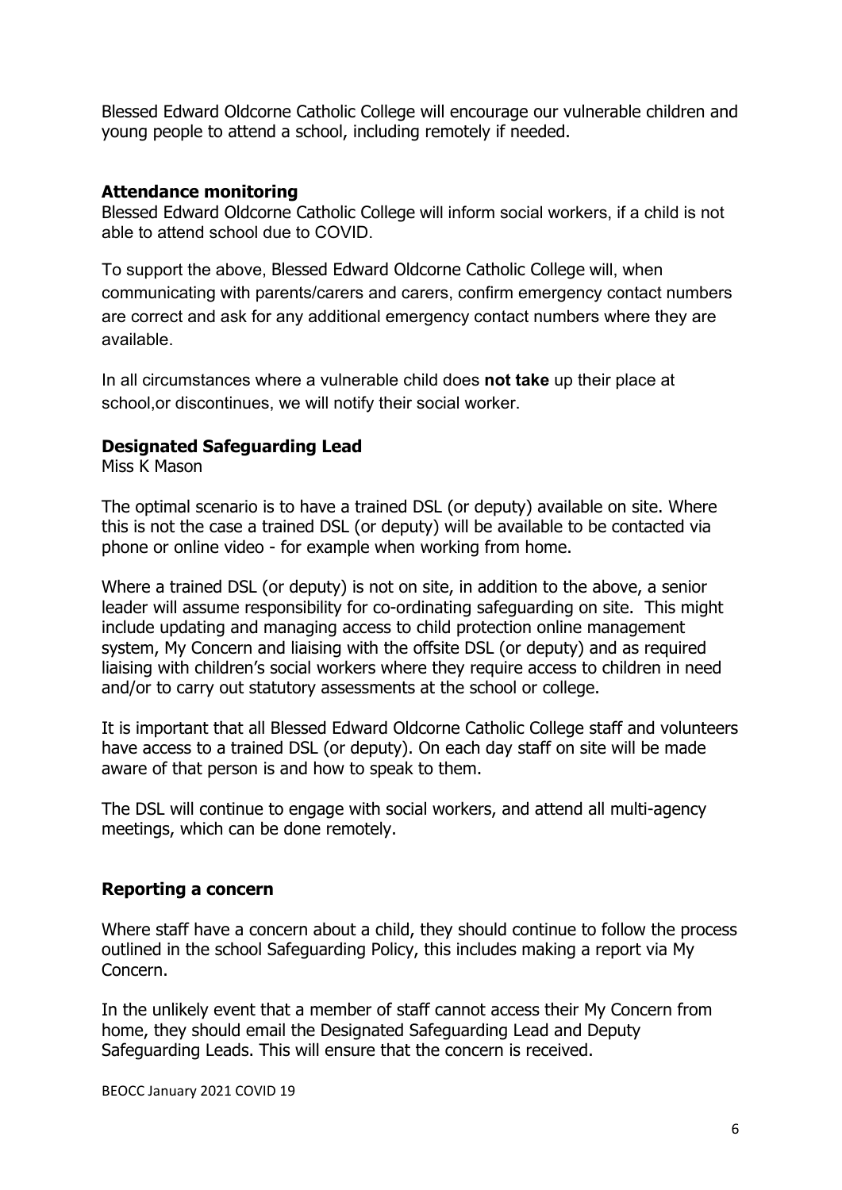Blessed Edward Oldcorne Catholic College will encourage our vulnerable children and young people to attend a school, including remotely if needed.

### Attendance monitoring

Blessed Edward Oldcorne Catholic College will inform social workers, if a child is not able to attend school due to COVID.

To support the above, Blessed Edward Oldcorne Catholic College will, when communicating with parents/carers and carers, confirm emergency contact numbers are correct and ask for any additional emergency contact numbers where they are available.

In all circumstances where a vulnerable child does **not take** up their place at school,or discontinues, we will notify their social worker.

### Designated Safeguarding Lead

Miss K Mason

The optimal scenario is to have a trained DSL (or deputy) available on site. Where this is not the case a trained DSL (or deputy) will be available to be contacted via phone or online video - for example when working from home.

Where a trained DSL (or deputy) is not on site, in addition to the above, a senior leader will assume responsibility for co-ordinating safeguarding on site. This might include updating and managing access to child protection online management system, My Concern and liaising with the offsite DSL (or deputy) and as required liaising with children's social workers where they require access to children in need and/or to carry out statutory assessments at the school or college.

It is important that all Blessed Edward Oldcorne Catholic College staff and volunteers have access to a trained DSL (or deputy). On each day staff on site will be made aware of that person is and how to speak to them.

The DSL will continue to engage with social workers, and attend all multi-agency meetings, which can be done remotely.

### Reporting a concern

Where staff have a concern about a child, they should continue to follow the process outlined in the school Safeguarding Policy, this includes making a report via My Concern.

In the unlikely event that a member of staff cannot access their My Concern from home, they should email the Designated Safeguarding Lead and Deputy Safeguarding Leads. This will ensure that the concern is received.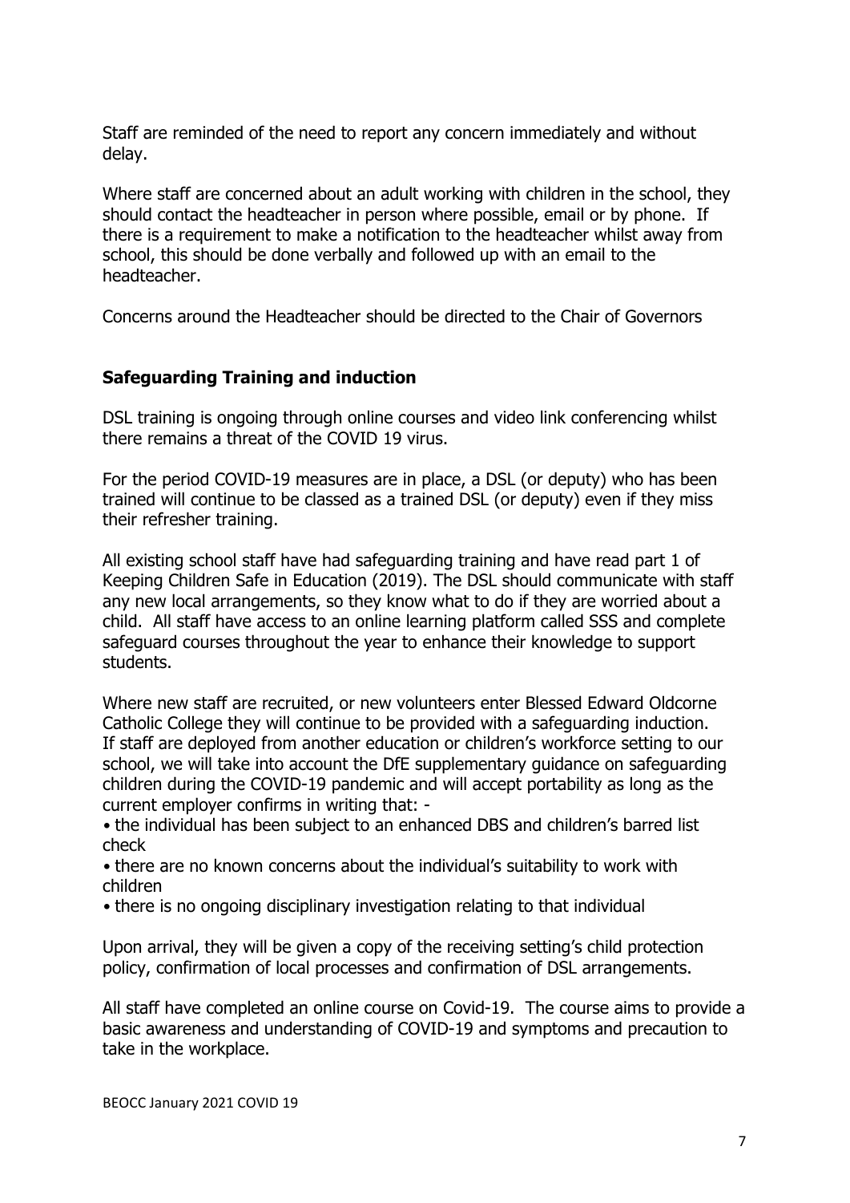Staff are reminded of the need to report any concern immediately and without delay.

Where staff are concerned about an adult working with children in the school, they should contact the headteacher in person where possible, email or by phone. If there is a requirement to make a notification to the headteacher whilst away from school, this should be done verbally and followed up with an email to the headteacher.

Concerns around the Headteacher should be directed to the Chair of Governors

## Safeguarding Training and induction

DSL training is ongoing through online courses and video link conferencing whilst there remains a threat of the COVID 19 virus.

For the period COVID-19 measures are in place, a DSL (or deputy) who has been trained will continue to be classed as a trained DSL (or deputy) even if they miss their refresher training.

All existing school staff have had safeguarding training and have read part 1 of Keeping Children Safe in Education (2019). The DSL should communicate with staff any new local arrangements, so they know what to do if they are worried about a child. All staff have access to an online learning platform called SSS and complete safeguard courses throughout the year to enhance their knowledge to support students.

Where new staff are recruited, or new volunteers enter Blessed Edward Oldcorne Catholic College they will continue to be provided with a safeguarding induction. If staff are deployed from another education or children's workforce setting to our school, we will take into account the DfE supplementary guidance on safeguarding children during the COVID-19 pandemic and will accept portability as long as the current employer confirms in writing that: -

- the individual has been subject to an enhanced DBS and children's barred list check
- there are no known concerns about the individual's suitability to work with children
- there is no ongoing disciplinary investigation relating to that individual

Upon arrival, they will be given a copy of the receiving setting's child protection policy, confirmation of local processes and confirmation of DSL arrangements.

All staff have completed an online course on Covid-19. The course aims to provide a basic awareness and understanding of COVID-19 and symptoms and precaution to take in the workplace.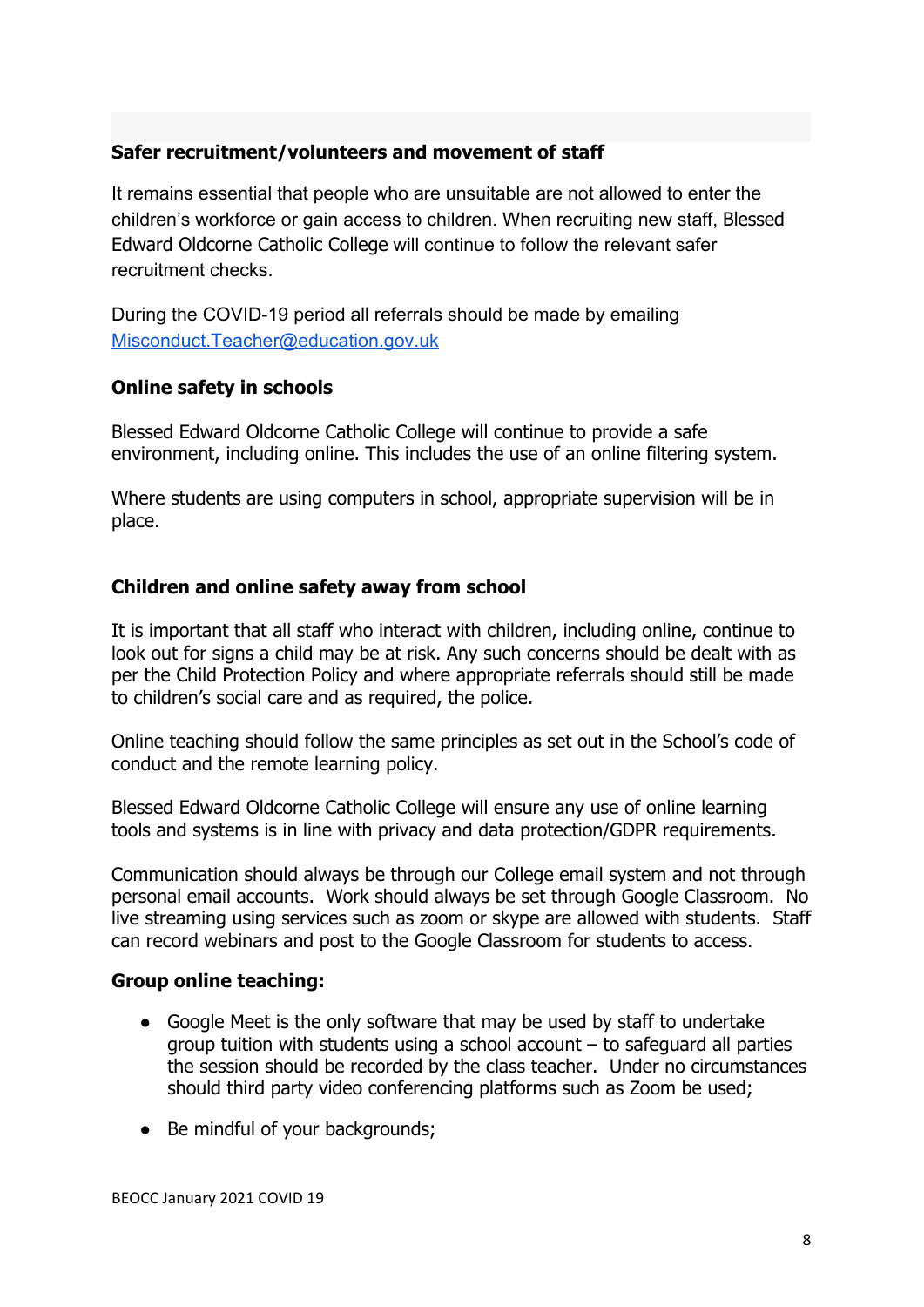**Safer recruitment/volunteers and movement of staff**

It remains essential that people who are unsuitable are not allowed to enter the children's workforce or gain access to children. When recruiting new staff, Blessed Edward Oldcorne Catholic College will continue to follow the relevant safer recruitment checks.

During the COVID-19 period all referrals should be made by emailing [Misconduct.Teacher@education.gov.uk](mailto:Misconduct.Teacher@education.gov.uk)

**Online safety in schools**

Blessed Edward Oldcorne Catholic College will continue to provide a safe environment, including online. This includes the use of an online filtering system.

Where students are using computers in school, appropriate supervision will be in place.

**Children and online safety away from school**

It is important that all staff who interact with children, including online, continue to look out for signs a child may be at risk. Any such concerns should be dealt with as per the Child Protection Policy and where appropriate referrals should still be made to children's social care and as required, the police.

Online teaching should follow the same principles as set out in the School's code of conduct and the remote learning policy.

Blessed Edward Oldcorne Catholic College will ensure any use of online learning tools and systems is in line with privacy and data protection/GDPR requirements.

Communication should always be through our College email system and not through personal email accounts. Work should always be set through Google Classroom. No live streaming using services such as zoom or skype are allowed with students. Staff can record webinars and post to the Google Classroom for students to access.

**Group online teaching:**

- Google Meet is the only software that may be used by staff to undertake group tuition with students using a school account – to safeguard all parties the session should be recorded by the class teacher. Under no circumstances should third party video conferencing platforms such as Zoom be used;
- Be mindful of your backgrounds;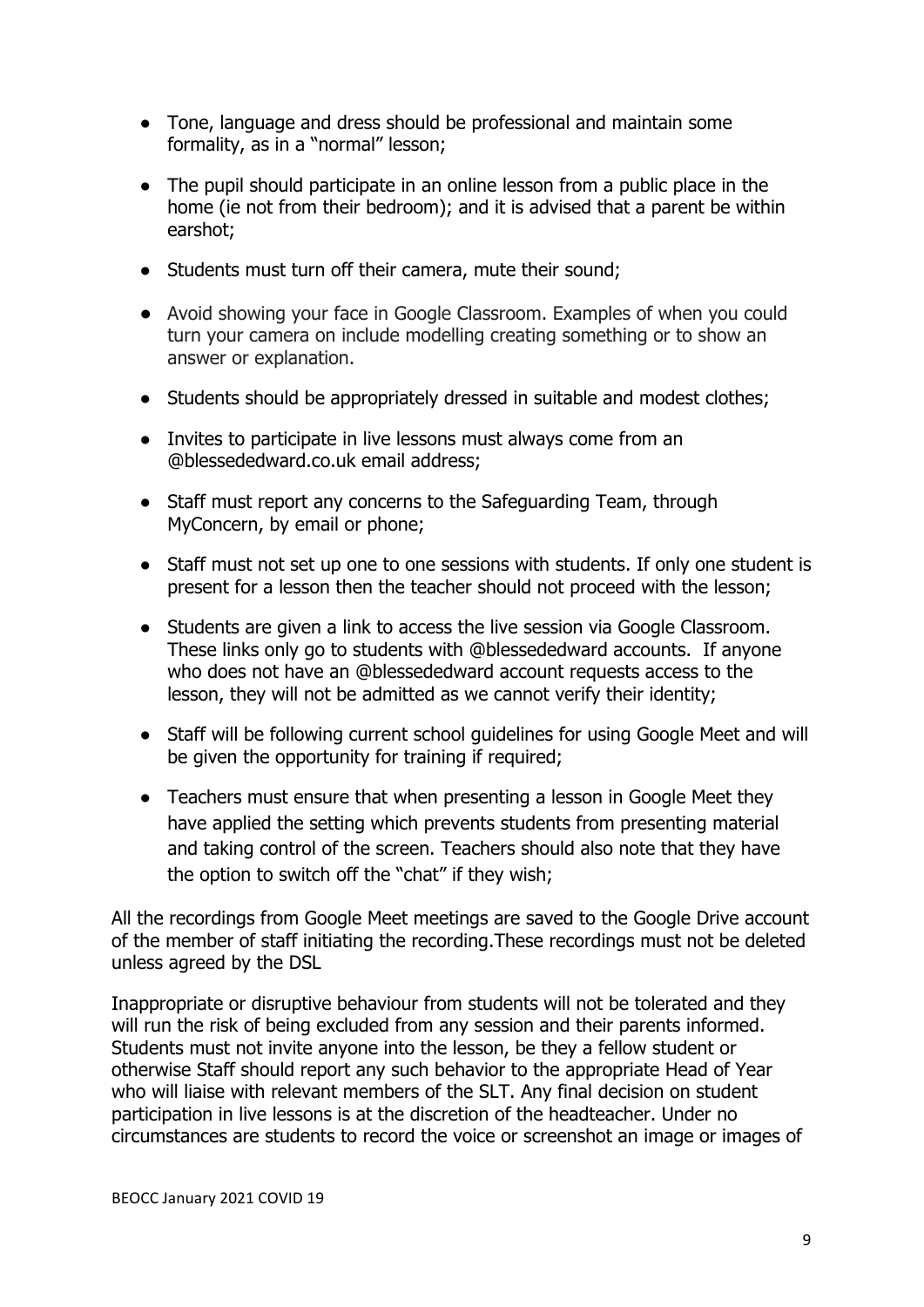- Tone, language and dress should be professional and maintain some formality, as in a "normal" lesson;
- The pupil should participate in an online lesson from a public place in the home (ie not from their bedroom); and it is advised that a parent be within earshot;
- Students must turn off their camera, mute their sound;
- Avoid showing your face in Google Classroom. Examples of when you could turn your camera on include modelling creating something or to show an answer or explanation.
- Students should be appropriately dressed in suitable and modest clothes;
- Invites to participate in live lessons must always come from an @blessededward.co.uk email address;
- Staff must report any concerns to the Safeguarding Team, through MyConcern, by email or phone;
- Staff must not set up one to one sessions with students. If only one student is present for a lesson then the teacher should not proceed with the lesson;
- Students are given a link to access the live session via Google Classroom. These links only go to students with @blessededward accounts. If anyone who does not have an @blessededward account requests access to the lesson, they will not be admitted as we cannot verify their identity;
- Staff will be following current school guidelines for using Google Meet and will be given the opportunity for training if required;
- Teachers must ensure that when presenting a lesson in Google Meet they have applied the setting which prevents students from presenting material and taking control of the screen. Teachers should also note that they have the option to switch off the "chat" if they wish;

All the recordings from Google Meet meetings are saved to the Google Drive account of the member of staff initiating the recording.These recordings must not be deleted unless agreed by the DSL

Inappropriate or disruptive behaviour from students will not be tolerated and they will run the risk of being excluded from any session and their parents informed. Students must not invite anyone into the lesson, be they a fellow student or otherwise Staff should report any such behavior to the appropriate Head of Year who will liaise with relevant members of the SLT. Any final decision on student participation in live lessons is at the discretion of the headteacher. Under no circumstances are students to record the voice or screenshot an image or images of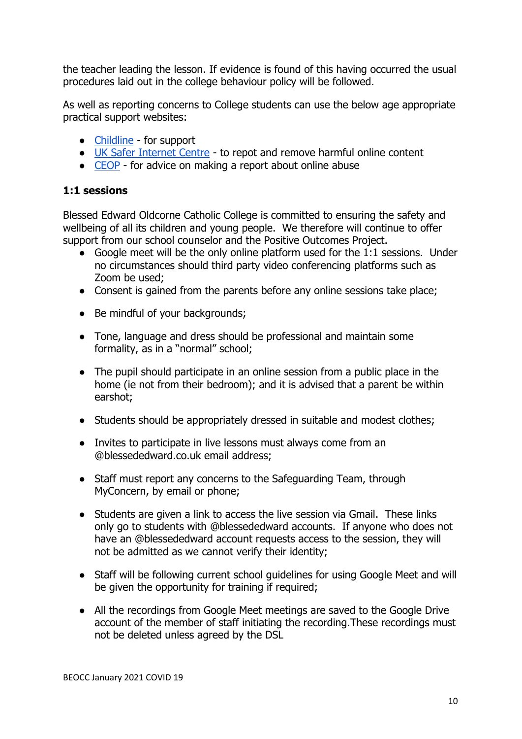the teacher leading the lesson. If evidence is found of this having occurred the usual procedures laid out in the college behaviour policy will be followed.

As well as reporting concerns to College students can use the below age appropriate practical support websites:

- Childline - for support
- UK Safer Internet Centre - to repot and remove harmful online content
- CEOP - for advice on making a report about online abuse

**1:1 sessions**

Blessed Edward Oldcorne Catholic College is committed to ensuring the safety and wellbeing of all its children and young people. We therefore will continue to offer support from our school counselor and the Positive Outcomes Project.

- Google meet will be the only online platform used for the 1:1 sessions. Under no circumstances should third party video conferencing platforms such as Zoom be used;
- Consent is gained from the parents before any online sessions take place;
- Be mindful of your backgrounds;
- Tone, language and dress should be professional and maintain some formality, as in a "normal" school;
- The pupil should participate in an online session from a public place in the home (ie not from their bedroom); and it is advised that a parent be within earshot;
- Students should be appropriately dressed in suitable and modest clothes;
- Invites to participate in live lessons must always come from an @blessededward.co.uk email address;
- Staff must report any concerns to the Safeguarding Team, through MyConcern, by email or phone;
- Students are given a link to access the live session via Gmail. These links only go to students with @blessededward accounts. If anyone who does not have an @blessededward account requests access to the session, they will not be admitted as we cannot verify their identity;
- Staff will be following current school guidelines for using Google Meet and will be given the opportunity for training if required;
- All the recordings from Google Meet meetings are saved to the Google Drive account of the member of staff initiating the recording.These recordings must not be deleted unless agreed by the DSL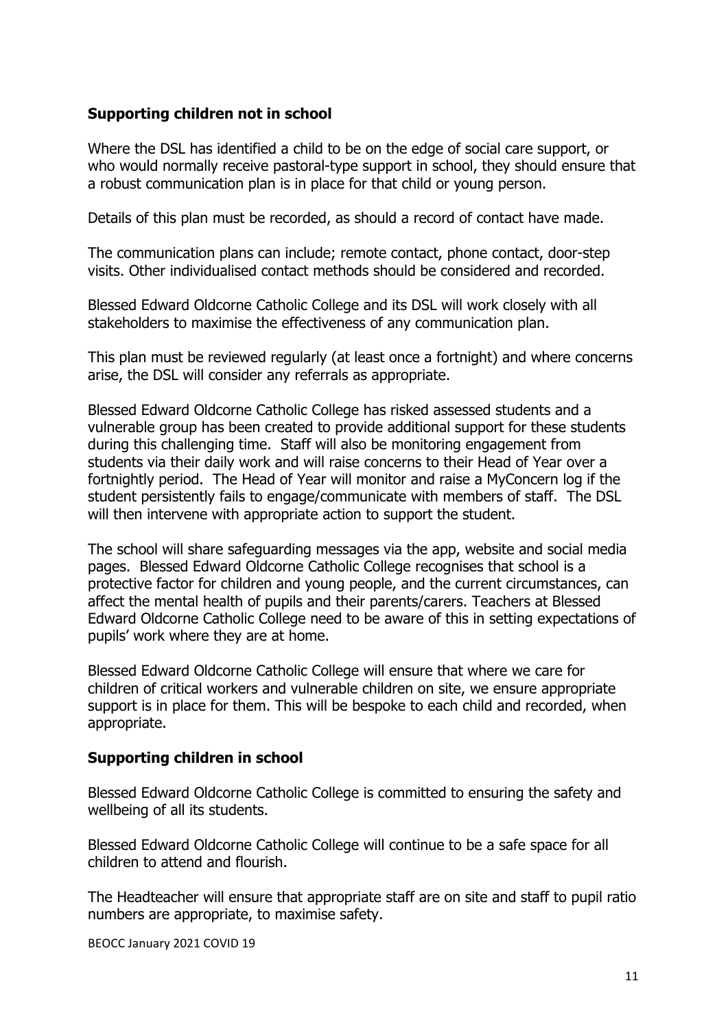## Supporting children not in school

Where the DSL has identified a child to be on the edge of social care support, or who would normally receive pastoral-type support in school, they should ensure that a robust communication plan is in place for that child or young person.

Details of this plan must be recorded, as should a record of contact have made.

The communication plans can include; remote contact, phone contact, door-step visits. Other individualised contact methods should be considered and recorded.

Blessed Edward Oldcorne Catholic College and its DSL will work closely with all stakeholders to maximise the effectiveness of any communication plan.

This plan must be reviewed regularly (at least once a fortnight) and where concerns arise, the DSL will consider any referrals as appropriate.

Blessed Edward Oldcorne Catholic College has risked assessed students and a vulnerable group has been created to provide additional support for these students during this challenging time. Staff will also be monitoring engagement from students via their daily work and will raise concerns to their Head of Year over a fortnightly period. The Head of Year will monitor and raise a MyConcern log if the student persistently fails to engage/communicate with members of staff. The DSL will then intervene with appropriate action to support the student.

The school will share safeguarding messages via the app, website and social media pages. Blessed Edward Oldcorne Catholic College recognises that school is a protective factor for children and young people, and the current circumstances, can affect the mental health of pupils and their parents/carers. Teachers at Blessed Edward Oldcorne Catholic College need to be aware of this in setting expectations of pupils' work where they are at home.

Blessed Edward Oldcorne Catholic College will ensure that where we care for children of critical workers and vulnerable children on site, we ensure appropriate support is in place for them. This will be bespoke to each child and recorded, when appropriate.

## Supporting children in school

Blessed Edward Oldcorne Catholic College is committed to ensuring the safety and wellbeing of all its students.

Blessed Edward Oldcorne Catholic College will continue to be a safe space for all children to attend and flourish.

The Headteacher will ensure that appropriate staff are on site and staff to pupil ratio numbers are appropriate, to maximise safety.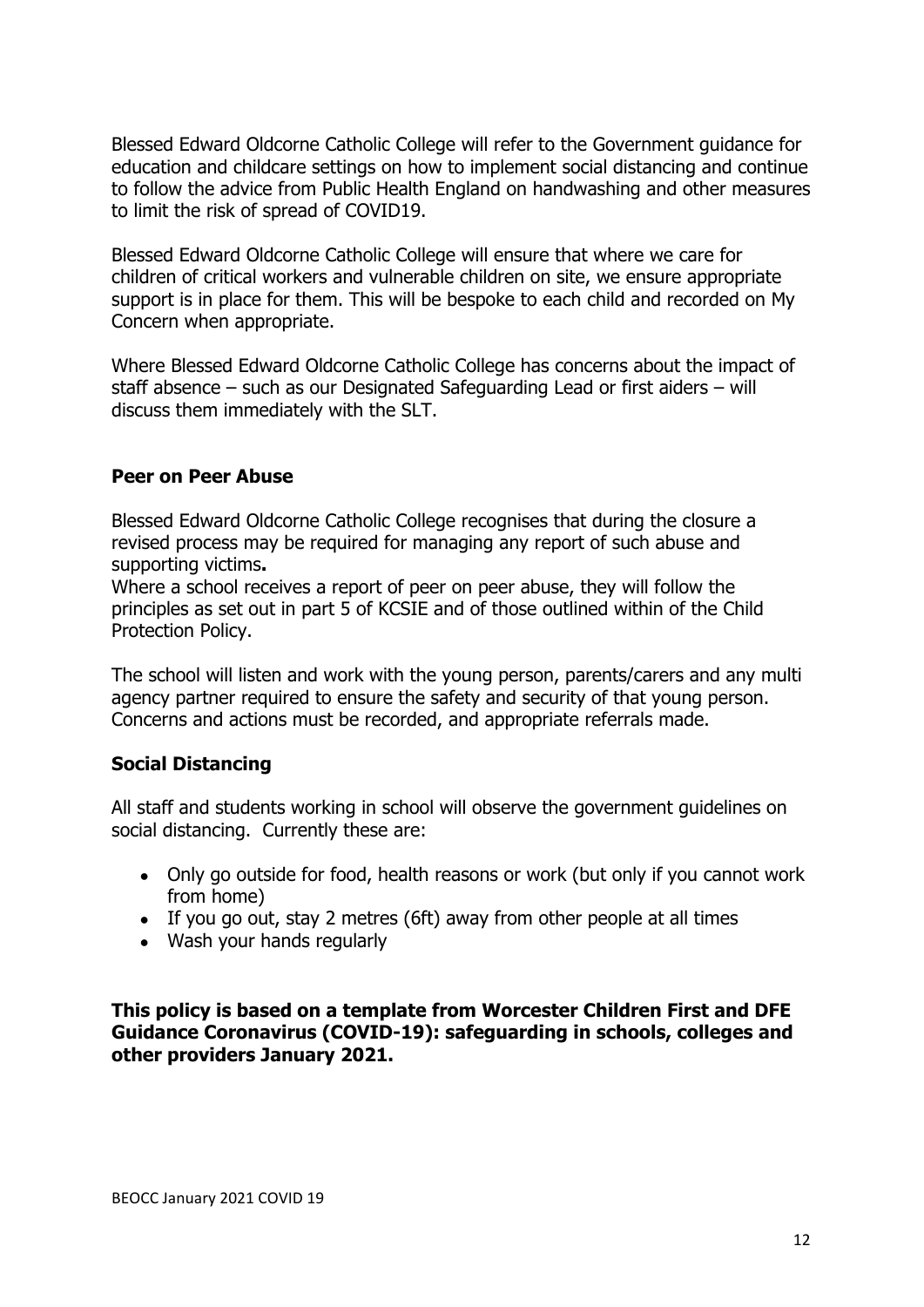Blessed Edward Oldcorne Catholic College will refer to the Government guidance for education and childcare settings on how to implement social distancing and continue to follow the advice from Public Health England on handwashing and other measures to limit the risk of spread of COVID19.

Blessed Edward Oldcorne Catholic College will ensure that where we care for children of critical workers and vulnerable children on site, we ensure appropriate support is in place for them. This will be bespoke to each child and recorded on My Concern when appropriate.

Where Blessed Edward Oldcorne Catholic College has concerns about the impact of staff absence – such as our Designated Safeguarding Lead or first aiders – will discuss them immediately with the SLT.

### Peer on Peer Abuse

Blessed Edward Oldcorne Catholic College recognises that during the closure a revised process may be required for managing any report of such abuse and supporting victims**.**
Where a school receives a report of peer on peer abuse, they will follow the principles as set out in part 5 of KCSIE and of those outlined within of the Child Protection Policy.

The school will listen and work with the young person, parents/carers and any multi agency partner required to ensure the safety and security of that young person. Concerns and actions must be recorded, and appropriate referrals made.

### Social Distancing

All staff and students working in school will observe the government guidelines on social distancing. Currently these are:

- Only go outside for food, health reasons or work (but only if you cannot work from home)
- If you go out, stay 2 metres (6ft) away from other people at all times
- Wash your hands regularly

**This policy is based on a template from Worcester Children First and DFE Guidance Coronavirus (COVID-19): safeguarding in schools, colleges and other providers January 2021.**